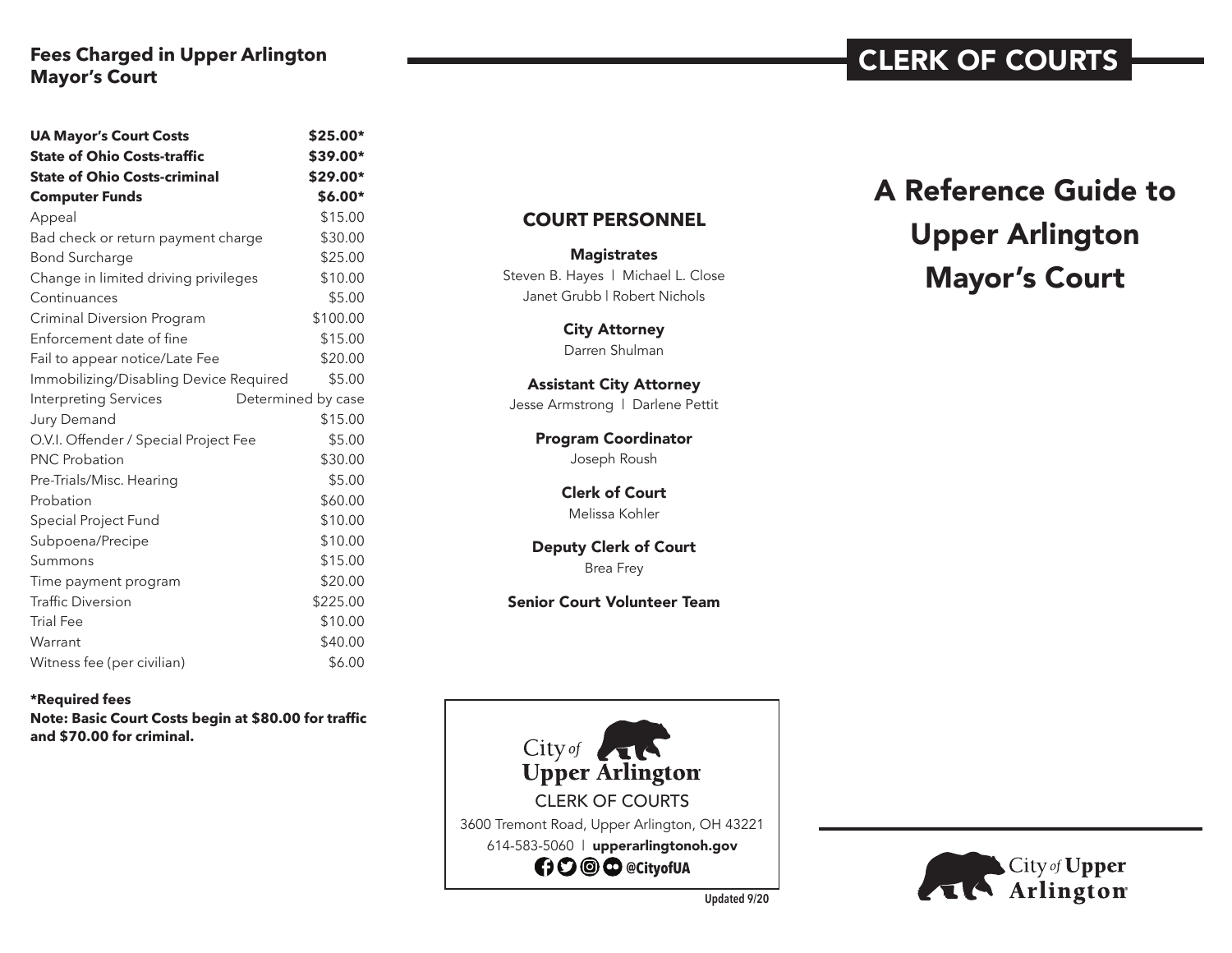## Fees Charged in Upper Arlington Mayor's Court

| Fee | Amount |
|---|---|
| **UA Mayor's Court Costs** | **$25.00*** |
| **State of Ohio Costs-traffic** | **$39.00*** |
| **State of Ohio Costs-criminal** | **$29.00*** |
| **Computer Funds** | **$6.00*** |
| Appeal | $15.00 |
| Bad check or return payment charge | $30.00 |
| Bond Surcharge | $25.00 |
| Change in limited driving privileges | $10.00 |
| Continuances | $5.00 |
| Criminal Diversion Program | $100.00 |
| Enforcement date of fine | $15.00 |
| Fail to appear notice/Late Fee | $20.00 |
| Immobilizing/Disabling Device Required | $5.00 |
| Interpreting Services | Determined by case |
| Jury Demand | $15.00 |
| O.V.I. Offender / Special Project Fee | $5.00 |
| PNC Probation | $30.00 |
| Pre-Trials/Misc. Hearing | $5.00 |
| Probation | $60.00 |
| Special Project Fund | $10.00 |
| Subpoena/Precipe | $10.00 |
| Summons | $15.00 |
| Time payment program | $20.00 |
| Traffic Diversion | $225.00 |
| Trial Fee | $10.00 |
| Warrant | $40.00 |
| Witness fee (per civilian) | $6.00 |

**\*Required fees**

**Note: Basic Court Costs begin at $80.00 for traffic and $70.00 for criminal.**

## COURT PERSONNEL

**Magistrates**
Steven B. Hayes | Michael L. Close
Janet Grubb | Robert Nichols

**City Attorney**
Darren Shulman

**Assistant City Attorney**
Jesse Armstrong | Darlene Pettit

**Program Coordinator**
Joseph Roush

**Clerk of Court**
Melissa Kohler

**Deputy Clerk of Court**
Brea Frey

**Senior Court Volunteer Team**

City of Upper Arlington
CLERK OF COURTS
3600 Tremont Road, Upper Arlington, OH 43221
614-583-5060 | **upperarlingtonoh.gov**
**@CityofUA**

Updated 9/20

# CLERK OF COURTS

# A Reference Guide to Upper Arlington Mayor's Court

City of Upper Arlington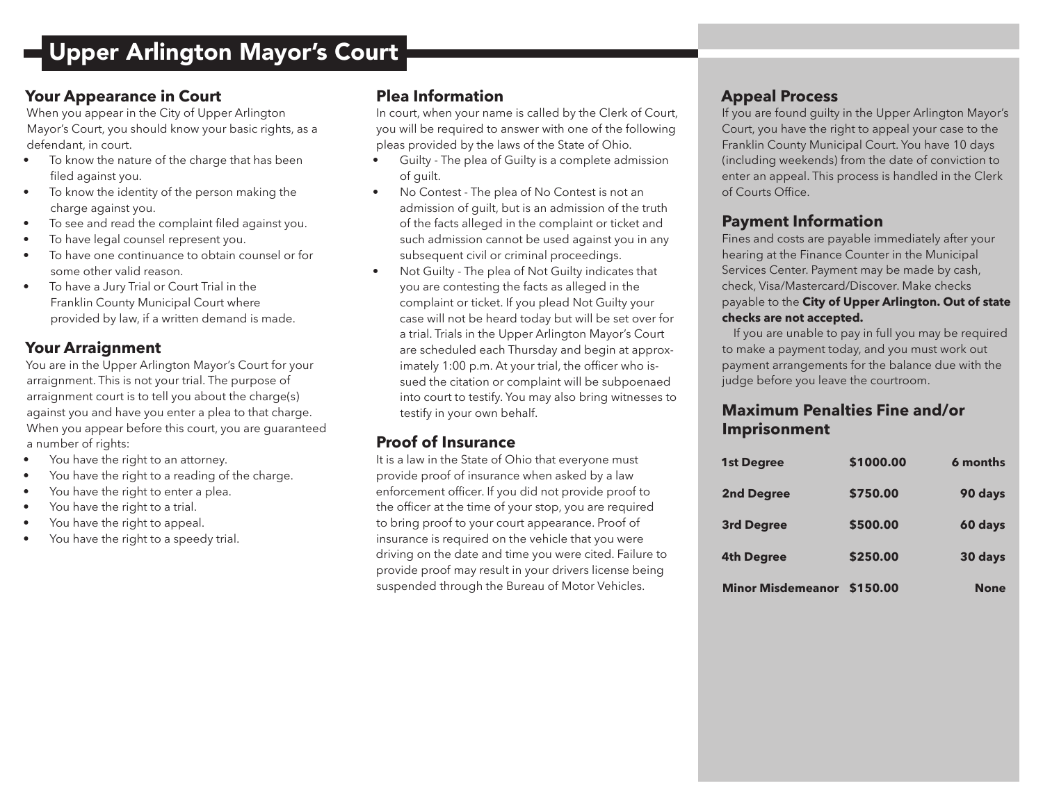# Upper Arlington Mayor's Court

## Your Appearance in Court

When you appear in the City of Upper Arlington Mayor's Court, you should know your basic rights, as a defendant, in court.

- To know the nature of the charge that has been filed against you.
- To know the identity of the person making the charge against you.
- To see and read the complaint filed against you.
- To have legal counsel represent you.
- To have one continuance to obtain counsel or for some other valid reason.
- To have a Jury Trial or Court Trial in the Franklin County Municipal Court where provided by law, if a written demand is made.

## Your Arraignment

You are in the Upper Arlington Mayor's Court for your arraignment. This is not your trial. The purpose of arraignment court is to tell you about the charge(s) against you and have you enter a plea to that charge. When you appear before this court, you are guaranteed a number of rights:

- You have the right to an attorney.
- You have the right to a reading of the charge.
- You have the right to enter a plea.
- You have the right to a trial.
- You have the right to appeal.
- You have the right to a speedy trial.

## Plea Information

In court, when your name is called by the Clerk of Court, you will be required to answer with one of the following pleas provided by the laws of the State of Ohio.

- Guilty - The plea of Guilty is a complete admission of guilt.
- No Contest - The plea of No Contest is not an admission of guilt, but is an admission of the truth of the facts alleged in the complaint or ticket and such admission cannot be used against you in any subsequent civil or criminal proceedings.
- Not Guilty - The plea of Not Guilty indicates that you are contesting the facts as alleged in the complaint or ticket. If you plead Not Guilty your case will not be heard today but will be set over for a trial. Trials in the Upper Arlington Mayor's Court are scheduled each Thursday and begin at approximately 1:00 p.m. At your trial, the officer who issued the citation or complaint will be subpoenaed into court to testify. You may also bring witnesses to testify in your own behalf.

## Proof of Insurance

It is a law in the State of Ohio that everyone must provide proof of insurance when asked by a law enforcement officer. If you did not provide proof to the officer at the time of your stop, you are required to bring proof to your court appearance. Proof of insurance is required on the vehicle that you were driving on the date and time you were cited. Failure to provide proof may result in your drivers license being suspended through the Bureau of Motor Vehicles.

## Appeal Process

If you are found guilty in the Upper Arlington Mayor's Court, you have the right to appeal your case to the Franklin County Municipal Court. You have 10 days (including weekends) from the date of conviction to enter an appeal. This process is handled in the Clerk of Courts Office.

## Payment Information

Fines and costs are payable immediately after your hearing at the Finance Counter in the Municipal Services Center. Payment may be made by cash, check, Visa/Mastercard/Discover. Make checks payable to the **City of Upper Arlington. Out of state checks are not accepted.**

If you are unable to pay in full you may be required to make a payment today, and you must work out payment arrangements for the balance due with the judge before you leave the courtroom.

## Maximum Penalties Fine and/or Imprisonment

| | | |
|---|---|---|
| **1st Degree** | **$1000.00** | **6 months** |
| **2nd Degree** | **$750.00** | **90 days** |
| **3rd Degree** | **$500.00** | **60 days** |
| **4th Degree** | **$250.00** | **30 days** |
| **Minor Misdemeanor** | **$150.00** | **None** |